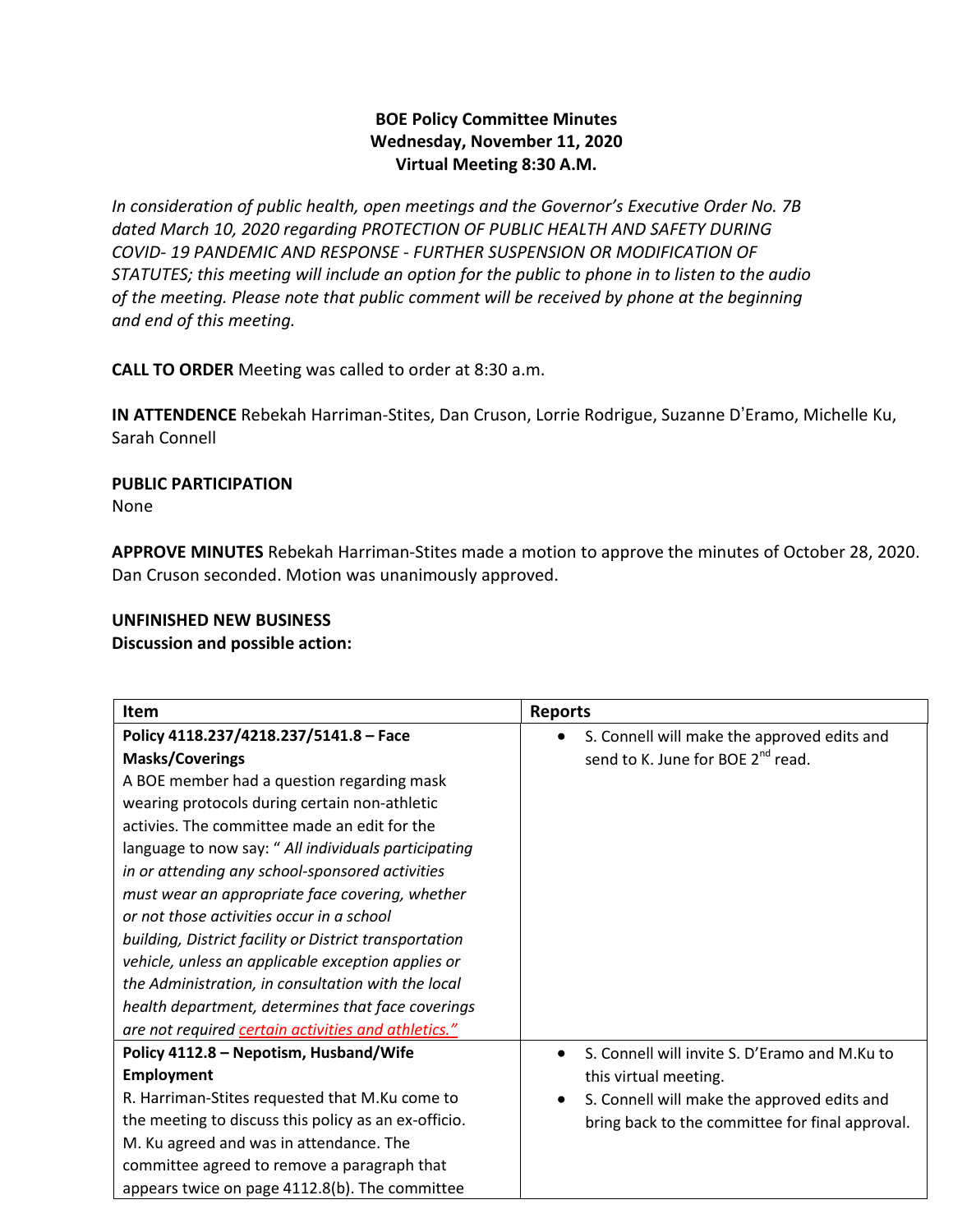**BOE Policy Committee Minutes**
**Wednesday, November 11, 2020**
**Virtual Meeting 8:30 A.M.**

*In consideration of public health, open meetings and the Governor's Executive Order No. 7B dated March 10, 2020 regarding PROTECTION OF PUBLIC HEALTH AND SAFETY DURING COVID- 19 PANDEMIC AND RESPONSE - FURTHER SUSPENSION OR MODIFICATION OF STATUTES; this meeting will include an option for the public to phone in to listen to the audio of the meeting. Please note that public comment will be received by phone at the beginning and end of this meeting.*

**CALL TO ORDER** Meeting was called to order at 8:30 a.m.

**IN ATTENDENCE** Rebekah Harriman-Stites, Dan Cruson, Lorrie Rodrigue, Suzanne D'Eramo, Michelle Ku, Sarah Connell

**PUBLIC PARTICIPATION**
None

**APPROVE MINUTES** Rebekah Harriman-Stites made a motion to approve the minutes of October 28, 2020. Dan Cruson seconded. Motion was unanimously approved.

**UNFINISHED NEW BUSINESS**
**Discussion and possible action:**

| Item | Reports |
|---|---|
| **Policy 4118.237/4218.237/5141.8 – Face Masks/Coverings**<br>A BOE member had a question regarding mask wearing protocols during certain non-athletic activies. The committee made an edit for the language to now say: " *All individuals participating in or attending any school-sponsored activities must wear an appropriate face covering, whether or not those activities occur in a school building, District facility or District transportation vehicle, unless an applicable exception applies or the Administration, in consultation with the local health department, determines that face coverings are not required* *certain activities and athletics."* | • S. Connell will make the approved edits and send to K. June for BOE 2nd read. |
| **Policy 4112.8 – Nepotism, Husband/Wife Employment**<br>R. Harriman-Stites requested that M.Ku come to the meeting to discuss this policy as an ex-officio. M. Ku agreed and was in attendance. The committee agreed to remove a paragraph that appears twice on page 4112.8(b). The committee | • S. Connell will invite S. D'Eramo and M.Ku to this virtual meeting.<br>• S. Connell will make the approved edits and bring back to the committee for final approval. |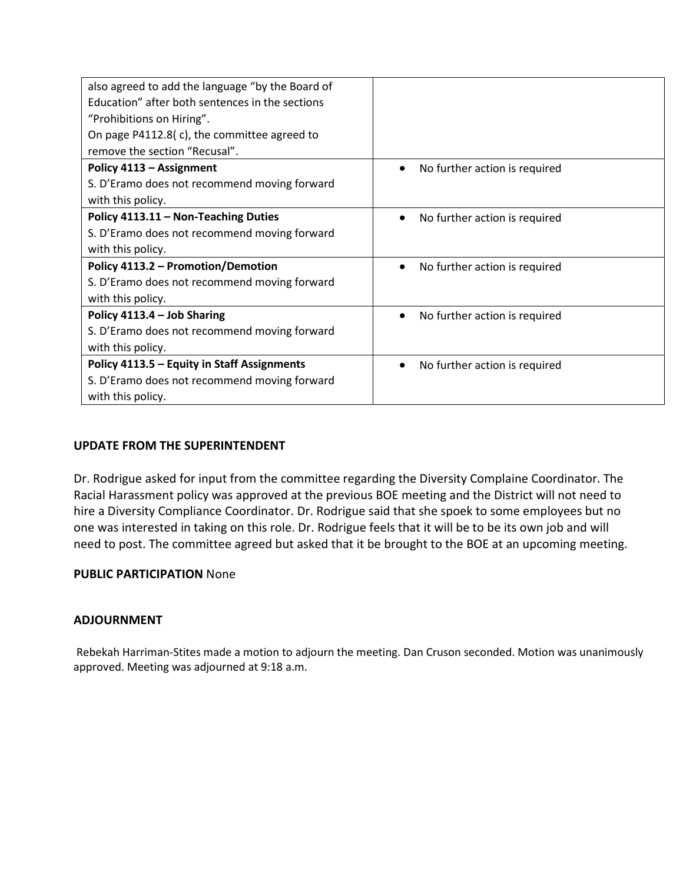| | |
|---|---|
| also agreed to add the language "by the Board of Education" after both sentences in the sections "Prohibitions on Hiring".<br>On page P4112.8( c), the committee agreed to remove the section "Recusal". | |
| **Policy 4113 – Assignment**<br>S. D'Eramo does not recommend moving forward with this policy. | • No further action is required |
| **Policy 4113.11 – Non-Teaching Duties**<br>S. D'Eramo does not recommend moving forward with this policy. | • No further action is required |
| **Policy 4113.2 – Promotion/Demotion**<br>S. D'Eramo does not recommend moving forward with this policy. | • No further action is required |
| **Policy 4113.4 – Job Sharing**<br>S. D'Eramo does not recommend moving forward with this policy. | • No further action is required |
| **Policy 4113.5 – Equity in Staff Assignments**<br>S. D'Eramo does not recommend moving forward with this policy. | • No further action is required |

**UPDATE FROM THE SUPERINTENDENT**

Dr. Rodrigue asked for input from the committee regarding the Diversity Complaine Coordinator. The Racial Harassment policy was approved at the previous BOE meeting and the District will not need to hire a Diversity Compliance Coordinator. Dr. Rodrigue said that she spoek to some employees but no one was interested in taking on this role. Dr. Rodrigue feels that it will be to be its own job and will need to post. The committee agreed but asked that it be brought to the BOE at an upcoming meeting.

**PUBLIC PARTICIPATION** None

**ADJOURNMENT**

Rebekah Harriman-Stites made a motion to adjourn the meeting. Dan Cruson seconded. Motion was unanimously approved. Meeting was adjourned at 9:18 a.m.